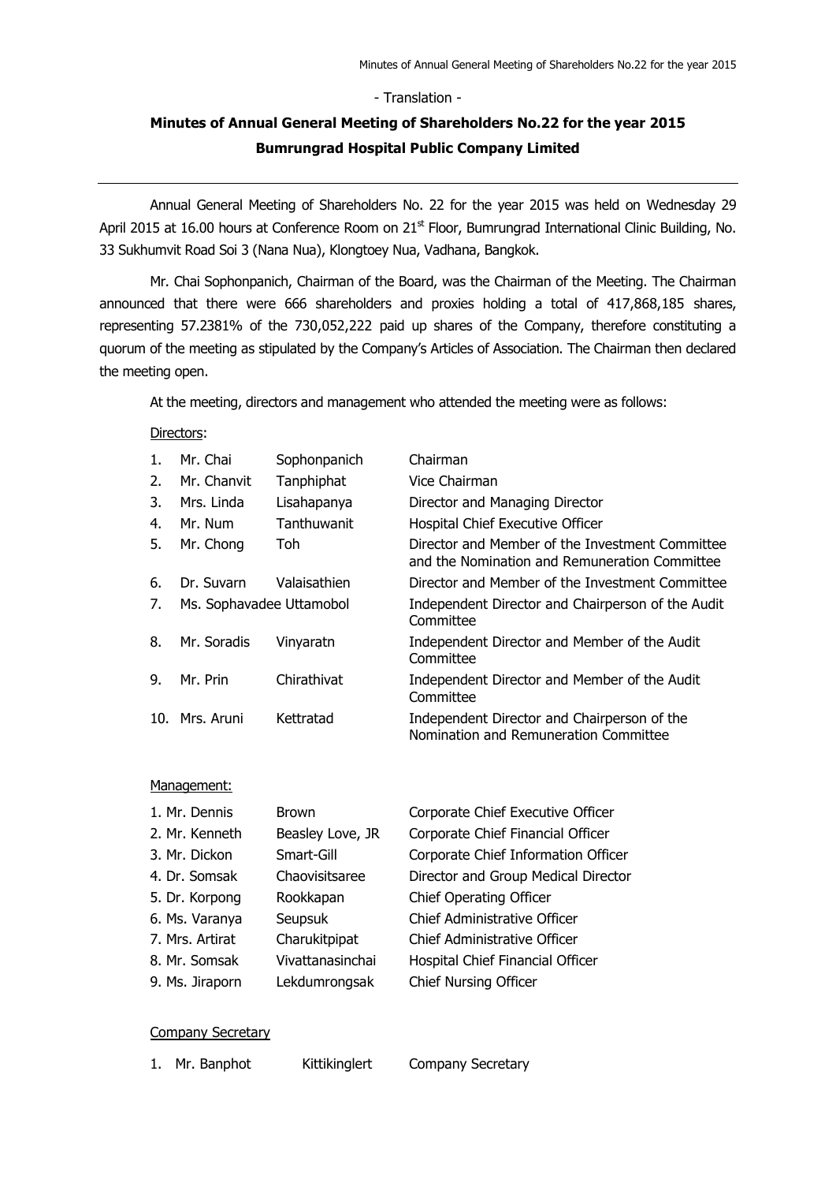- Translation -

# Minutes of Annual General Meeting of Shareholders No.22 for the year 2015

# Bumrungrad Hospital Public Company Limited

Annual General Meeting of Shareholders No. 22 for the year 2015 was held on Wednesday 29 April 2015 at 16.00 hours at Conference Room on 21st Floor, Bumrungrad International Clinic Building, No. 33 Sukhumvit Road Soi 3 (Nana Nua), Klongtoey Nua, Vadhana, Bangkok.

Mr. Chai Sophonpanich, Chairman of the Board, was the Chairman of the Meeting. The Chairman announced that there were 666 shareholders and proxies holding a total of 417,868,185 shares, representing 57.2381% of the 730,052,222 paid up shares of the Company, therefore constituting a quorum of the meeting as stipulated by the Company's Articles of Association. The Chairman then declared the meeting open.

At the meeting, directors and management who attended the meeting were as follows:

Directors:

| | | | |
|---|---|---|---|
| 1. | Mr. Chai | Sophonpanich | Chairman |
| 2. | Mr. Chanvit | Tanphiphat | Vice Chairman |
| 3. | Mrs. Linda | Lisahapanya | Director and Managing Director |
| 4. | Mr. Num | Tanthuwanit | Hospital Chief Executive Officer |
| 5. | Mr. Chong | Toh | Director and Member of the Investment Committee and the Nomination and Remuneration Committee |
| 6. | Dr. Suvarn | Valaisathien | Director and Member of the Investment Committee |
| 7. | Ms. Sophavadee Uttamobol | | Independent Director and Chairperson of the Audit Committee |
| 8. | Mr. Soradis | Vinyaratn | Independent Director and Member of the Audit Committee |
| 9. | Mr. Prin | Chirathivat | Independent Director and Member of the Audit Committee |
| 10. | Mrs. Aruni | Kettratad | Independent Director and Chairperson of the Nomination and Remuneration Committee |

Management:

| | | |
|---|---|---|
| 1. Mr. Dennis | Brown | Corporate Chief Executive Officer |
| 2. Mr. Kenneth | Beasley Love, JR | Corporate Chief Financial Officer |
| 3. Mr. Dickon | Smart-Gill | Corporate Chief Information Officer |
| 4. Dr. Somsak | Chaovisitsaree | Director and Group Medical Director |
| 5. Dr. Korpong | Rookkapan | Chief Operating Officer |
| 6. Ms. Varanya | Seupsuk | Chief Administrative Officer |
| 7. Mrs. Artirat | Charukitpipat | Chief Administrative Officer |
| 8. Mr. Somsak | Vivattanasinchai | Hospital Chief Financial Officer |
| 9. Ms. Jiraporn | Lekdumrongsak | Chief Nursing Officer |

Company Secretary

| | | | |
|---|---|---|---|
| 1. | Mr. Banphot | Kittikinglert | Company Secretary |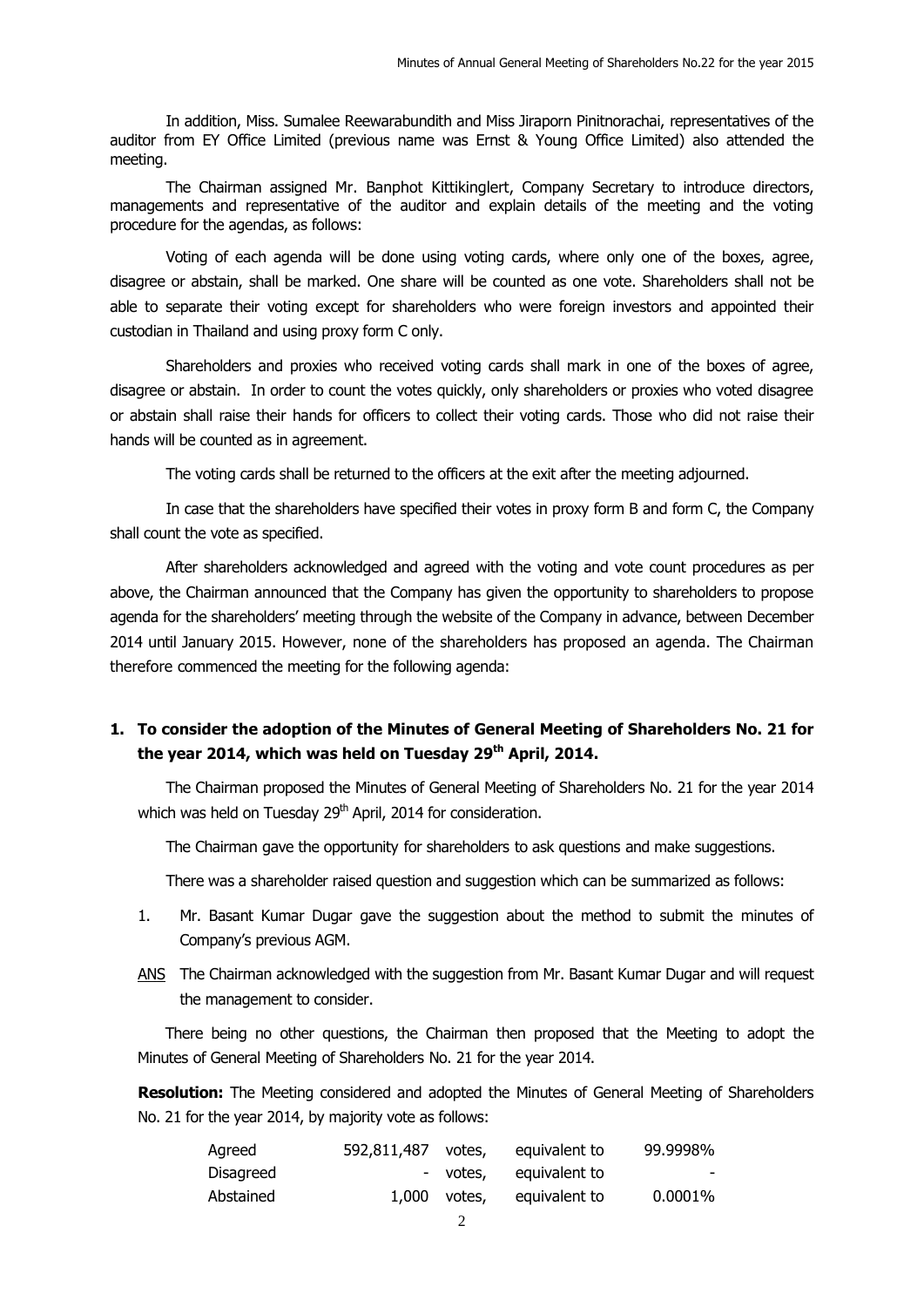In addition, Miss. Sumalee Reewarabundith and Miss Jiraporn Pinitnorachai, representatives of the auditor from EY Office Limited (previous name was Ernst & Young Office Limited) also attended the meeting.

The Chairman assigned Mr. Banphot Kittikinglert, Company Secretary to introduce directors, managements and representative of the auditor and explain details of the meeting and the voting procedure for the agendas, as follows:

Voting of each agenda will be done using voting cards, where only one of the boxes, agree, disagree or abstain, shall be marked. One share will be counted as one vote. Shareholders shall not be able to separate their voting except for shareholders who were foreign investors and appointed their custodian in Thailand and using proxy form C only.

Shareholders and proxies who received voting cards shall mark in one of the boxes of agree, disagree or abstain. In order to count the votes quickly, only shareholders or proxies who voted disagree or abstain shall raise their hands for officers to collect their voting cards. Those who did not raise their hands will be counted as in agreement.

The voting cards shall be returned to the officers at the exit after the meeting adjourned.

In case that the shareholders have specified their votes in proxy form B and form C, the Company shall count the vote as specified.

After shareholders acknowledged and agreed with the voting and vote count procedures as per above, the Chairman announced that the Company has given the opportunity to shareholders to propose agenda for the shareholders' meeting through the website of the Company in advance, between December 2014 until January 2015. However, none of the shareholders has proposed an agenda. The Chairman therefore commenced the meeting for the following agenda:

## 1. To consider the adoption of the Minutes of General Meeting of Shareholders No. 21 for the year 2014, which was held on Tuesday 29th April, 2014.

The Chairman proposed the Minutes of General Meeting of Shareholders No. 21 for the year 2014 which was held on Tuesday 29th April, 2014 for consideration.

The Chairman gave the opportunity for shareholders to ask questions and make suggestions.

There was a shareholder raised question and suggestion which can be summarized as follows:

1. Mr. Basant Kumar Dugar gave the suggestion about the method to submit the minutes of Company's previous AGM.

ANS The Chairman acknowledged with the suggestion from Mr. Basant Kumar Dugar and will request the management to consider.

There being no other questions, the Chairman then proposed that the Meeting to adopt the Minutes of General Meeting of Shareholders No. 21 for the year 2014.

**Resolution:** The Meeting considered and adopted the Minutes of General Meeting of Shareholders No. 21 for the year 2014, by majority vote as follows:

| | | | | |
|---|---|---|---|---|
| Agreed | 592,811,487 | votes, | equivalent to | 99.9998% |
| Disagreed | - | votes, | equivalent to | - |
| Abstained | 1,000 | votes, | equivalent to | 0.0001% |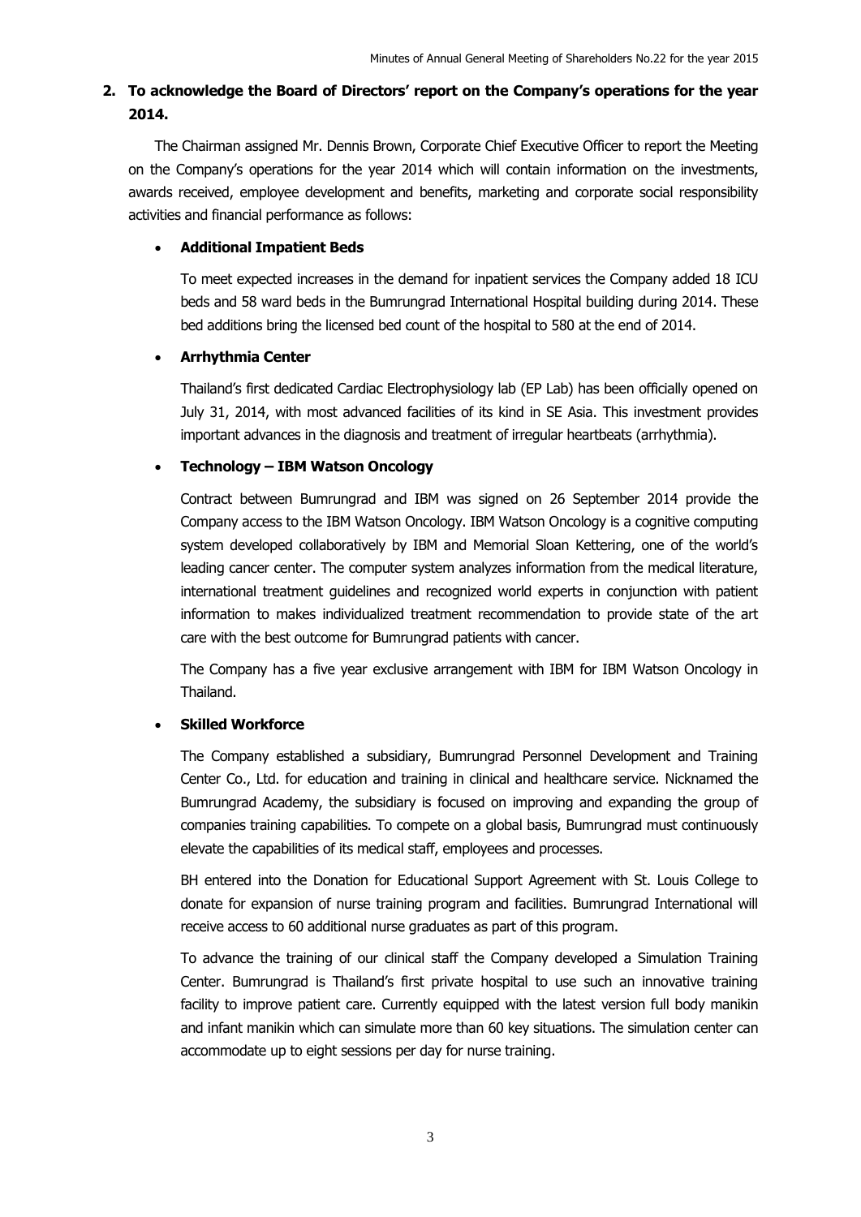## 2. To acknowledge the Board of Directors' report on the Company's operations for the year 2014.

The Chairman assigned Mr. Dennis Brown, Corporate Chief Executive Officer to report the Meeting on the Company's operations for the year 2014 which will contain information on the investments, awards received, employee development and benefits, marketing and corporate social responsibility activities and financial performance as follows:

- **Additional Impatient Beds**

  To meet expected increases in the demand for inpatient services the Company added 18 ICU beds and 58 ward beds in the Bumrungrad International Hospital building during 2014. These bed additions bring the licensed bed count of the hospital to 580 at the end of 2014.

- **Arrhythmia Center**

  Thailand's first dedicated Cardiac Electrophysiology lab (EP Lab) has been officially opened on July 31, 2014, with most advanced facilities of its kind in SE Asia. This investment provides important advances in the diagnosis and treatment of irregular heartbeats (arrhythmia).

- **Technology – IBM Watson Oncology**

  Contract between Bumrungrad and IBM was signed on 26 September 2014 provide the Company access to the IBM Watson Oncology. IBM Watson Oncology is a cognitive computing system developed collaboratively by IBM and Memorial Sloan Kettering, one of the world's leading cancer center. The computer system analyzes information from the medical literature, international treatment guidelines and recognized world experts in conjunction with patient information to makes individualized treatment recommendation to provide state of the art care with the best outcome for Bumrungrad patients with cancer.

  The Company has a five year exclusive arrangement with IBM for IBM Watson Oncology in Thailand.

- **Skilled Workforce**

  The Company established a subsidiary, Bumrungrad Personnel Development and Training Center Co., Ltd. for education and training in clinical and healthcare service. Nicknamed the Bumrungrad Academy, the subsidiary is focused on improving and expanding the group of companies training capabilities. To compete on a global basis, Bumrungrad must continuously elevate the capabilities of its medical staff, employees and processes.

  BH entered into the Donation for Educational Support Agreement with St. Louis College to donate for expansion of nurse training program and facilities. Bumrungrad International will receive access to 60 additional nurse graduates as part of this program.

  To advance the training of our clinical staff the Company developed a Simulation Training Center. Bumrungrad is Thailand's first private hospital to use such an innovative training facility to improve patient care. Currently equipped with the latest version full body manikin and infant manikin which can simulate more than 60 key situations. The simulation center can accommodate up to eight sessions per day for nurse training.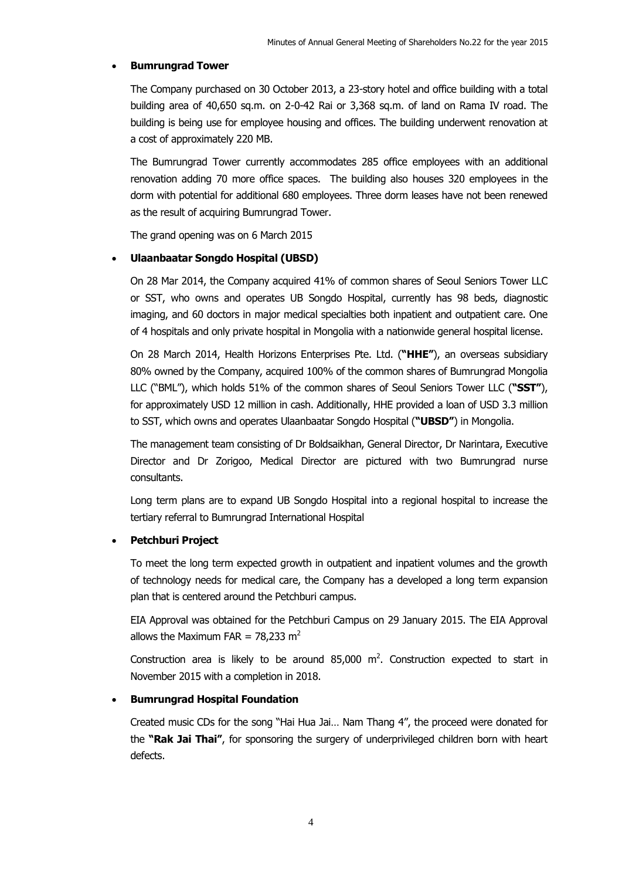- **Bumrungrad Tower**

  The Company purchased on 30 October 2013, a 23-story hotel and office building with a total building area of 40,650 sq.m. on 2-0-42 Rai or 3,368 sq.m. of land on Rama IV road. The building is being use for employee housing and offices. The building underwent renovation at a cost of approximately 220 MB.

  The Bumrungrad Tower currently accommodates 285 office employees with an additional renovation adding 70 more office spaces. The building also houses 320 employees in the dorm with potential for additional 680 employees. Three dorm leases have not been renewed as the result of acquiring Bumrungrad Tower.

  The grand opening was on 6 March 2015

- **Ulaanbaatar Songdo Hospital (UBSD)**

  On 28 Mar 2014, the Company acquired 41% of common shares of Seoul Seniors Tower LLC or SST, who owns and operates UB Songdo Hospital, currently has 98 beds, diagnostic imaging, and 60 doctors in major medical specialties both inpatient and outpatient care. One of 4 hospitals and only private hospital in Mongolia with a nationwide general hospital license.

  On 28 March 2014, Health Horizons Enterprises Pte. Ltd. (**"HHE"**), an overseas subsidiary 80% owned by the Company, acquired 100% of the common shares of Bumrungrad Mongolia LLC ("BML"), which holds 51% of the common shares of Seoul Seniors Tower LLC (**"SST"**), for approximately USD 12 million in cash. Additionally, HHE provided a loan of USD 3.3 million to SST, which owns and operates Ulaanbaatar Songdo Hospital (**"UBSD"**) in Mongolia.

  The management team consisting of Dr Boldsaikhan, General Director, Dr Narintara, Executive Director and Dr Zorigoo, Medical Director are pictured with two Bumrungrad nurse consultants.

  Long term plans are to expand UB Songdo Hospital into a regional hospital to increase the tertiary referral to Bumrungrad International Hospital

- **Petchburi Project**

  To meet the long term expected growth in outpatient and inpatient volumes and the growth of technology needs for medical care, the Company has a developed a long term expansion plan that is centered around the Petchburi campus.

  EIA Approval was obtained for the Petchburi Campus on 29 January 2015. The EIA Approval allows the Maximum FAR = 78,233 $m^2$

  Construction area is likely to be around 85,000 $m^2$. Construction expected to start in November 2015 with a completion in 2018.

- **Bumrungrad Hospital Foundation**

  Created music CDs for the song "Hai Hua Jai… Nam Thang 4", the proceed were donated for the **"Rak Jai Thai"**, for sponsoring the surgery of underprivileged children born with heart defects.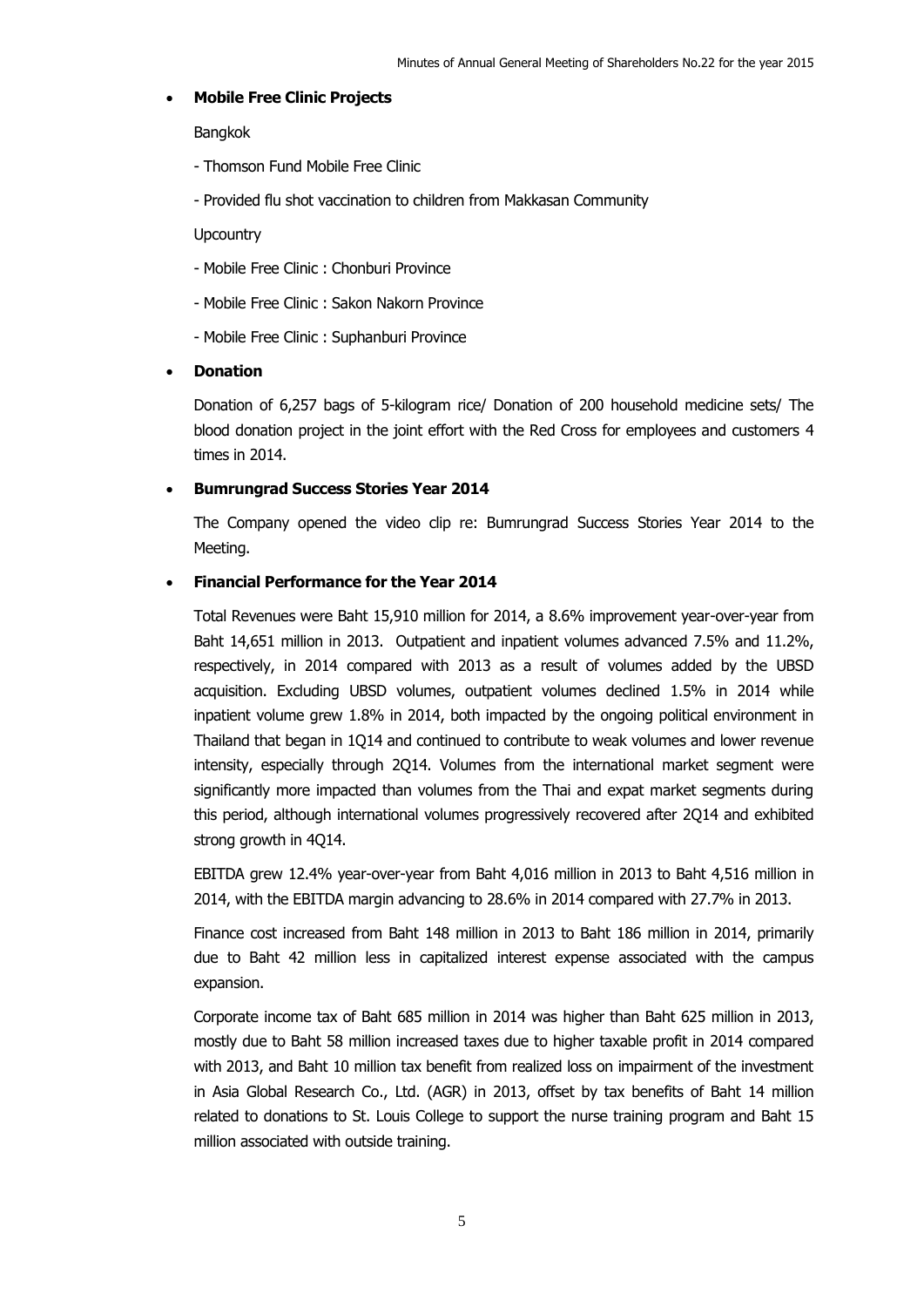- **Mobile Free Clinic Projects**

  Bangkok

  - Thomson Fund Mobile Free Clinic

  - Provided flu shot vaccination to children from Makkasan Community

  Upcountry

  - Mobile Free Clinic : Chonburi Province

  - Mobile Free Clinic : Sakon Nakorn Province

  - Mobile Free Clinic : Suphanburi Province

- **Donation**

  Donation of 6,257 bags of 5-kilogram rice/ Donation of 200 household medicine sets/ The blood donation project in the joint effort with the Red Cross for employees and customers 4 times in 2014.

- **Bumrungrad Success Stories Year 2014**

  The Company opened the video clip re: Bumrungrad Success Stories Year 2014 to the Meeting.

- **Financial Performance for the Year 2014**

  Total Revenues were Baht 15,910 million for 2014, a 8.6% improvement year-over-year from Baht 14,651 million in 2013. Outpatient and inpatient volumes advanced 7.5% and 11.2%, respectively, in 2014 compared with 2013 as a result of volumes added by the UBSD acquisition. Excluding UBSD volumes, outpatient volumes declined 1.5% in 2014 while inpatient volume grew 1.8% in 2014, both impacted by the ongoing political environment in Thailand that began in 1Q14 and continued to contribute to weak volumes and lower revenue intensity, especially through 2Q14. Volumes from the international market segment were significantly more impacted than volumes from the Thai and expat market segments during this period, although international volumes progressively recovered after 2Q14 and exhibited strong growth in 4Q14.

  EBITDA grew 12.4% year-over-year from Baht 4,016 million in 2013 to Baht 4,516 million in 2014, with the EBITDA margin advancing to 28.6% in 2014 compared with 27.7% in 2013.

  Finance cost increased from Baht 148 million in 2013 to Baht 186 million in 2014, primarily due to Baht 42 million less in capitalized interest expense associated with the campus expansion.

  Corporate income tax of Baht 685 million in 2014 was higher than Baht 625 million in 2013, mostly due to Baht 58 million increased taxes due to higher taxable profit in 2014 compared with 2013, and Baht 10 million tax benefit from realized loss on impairment of the investment in Asia Global Research Co., Ltd. (AGR) in 2013, offset by tax benefits of Baht 14 million related to donations to St. Louis College to support the nurse training program and Baht 15 million associated with outside training.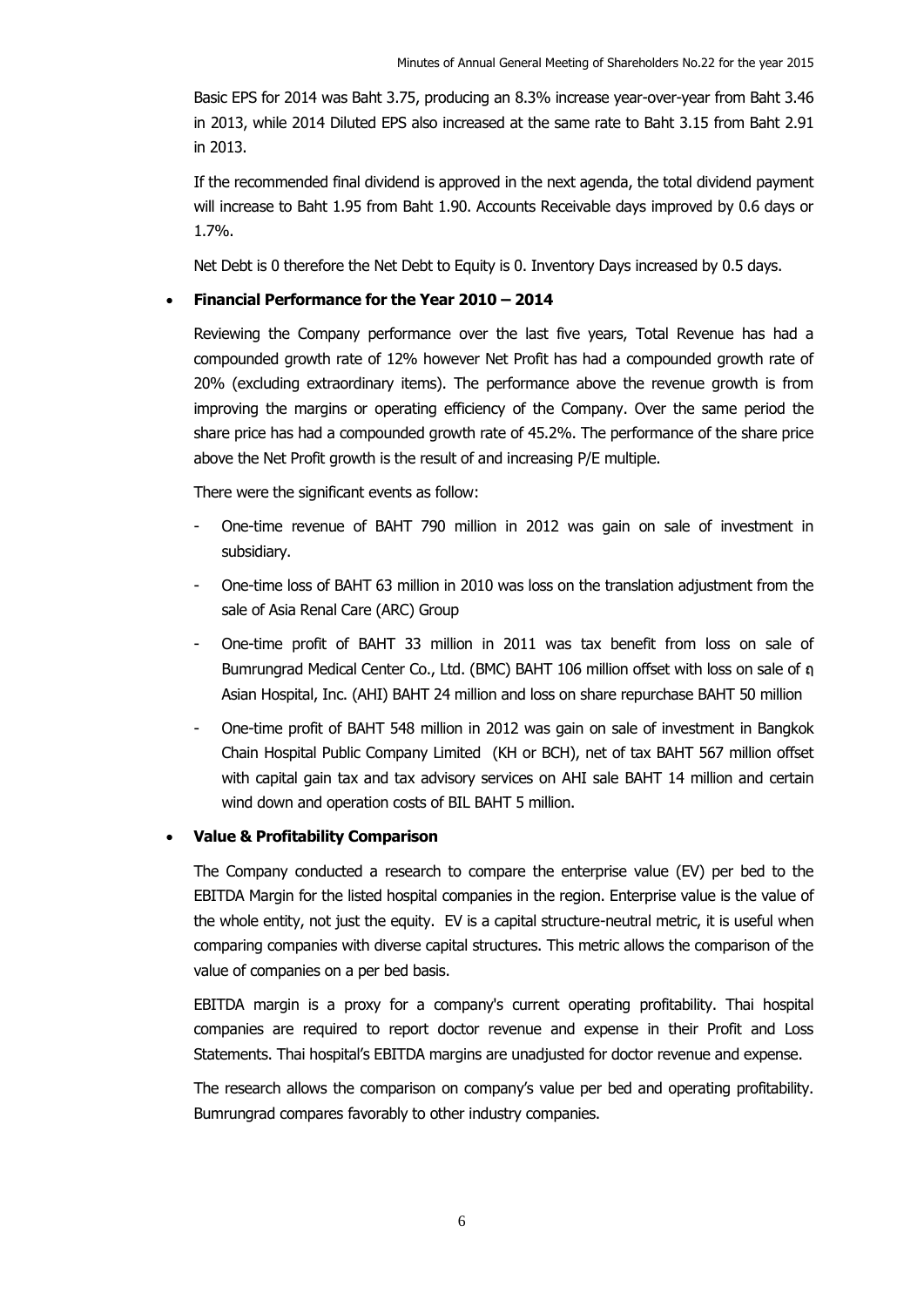Basic EPS for 2014 was Baht 3.75, producing an 8.3% increase year-over-year from Baht 3.46 in 2013, while 2014 Diluted EPS also increased at the same rate to Baht 3.15 from Baht 2.91 in 2013.

If the recommended final dividend is approved in the next agenda, the total dividend payment will increase to Baht 1.95 from Baht 1.90. Accounts Receivable days improved by 0.6 days or 1.7%.

Net Debt is 0 therefore the Net Debt to Equity is 0. Inventory Days increased by 0.5 days.

- **Financial Performance for the Year 2010 – 2014**

  Reviewing the Company performance over the last five years, Total Revenue has had a compounded growth rate of 12% however Net Profit has had a compounded growth rate of 20% (excluding extraordinary items). The performance above the revenue growth is from improving the margins or operating efficiency of the Company. Over the same period the share price has had a compounded growth rate of 45.2%. The performance of the share price above the Net Profit growth is the result of and increasing P/E multiple.

  There were the significant events as follow:

  - One-time revenue of BAHT 790 million in 2012 was gain on sale of investment in subsidiary.
  - One-time loss of BAHT 63 million in 2010 was loss on the translation adjustment from the sale of Asia Renal Care (ARC) Group
  - One-time profit of BAHT 33 million in 2011 was tax benefit from loss on sale of Bumrungrad Medical Center Co., Ltd. (BMC) BAHT 106 million offset with loss on sale of ฤ Asian Hospital, Inc. (AHI) BAHT 24 million and loss on share repurchase BAHT 50 million
  - One-time profit of BAHT 548 million in 2012 was gain on sale of investment in Bangkok Chain Hospital Public Company Limited (KH or BCH), net of tax BAHT 567 million offset with capital gain tax and tax advisory services on AHI sale BAHT 14 million and certain wind down and operation costs of BIL BAHT 5 million.

- **Value & Profitability Comparison**

  The Company conducted a research to compare the enterprise value (EV) per bed to the EBITDA Margin for the listed hospital companies in the region. Enterprise value is the value of the whole entity, not just the equity. EV is a capital structure-neutral metric, it is useful when comparing companies with diverse capital structures. This metric allows the comparison of the value of companies on a per bed basis.

  EBITDA margin is a proxy for a company's current operating profitability. Thai hospital companies are required to report doctor revenue and expense in their Profit and Loss Statements. Thai hospital's EBITDA margins are unadjusted for doctor revenue and expense.

  The research allows the comparison on company's value per bed and operating profitability. Bumrungrad compares favorably to other industry companies.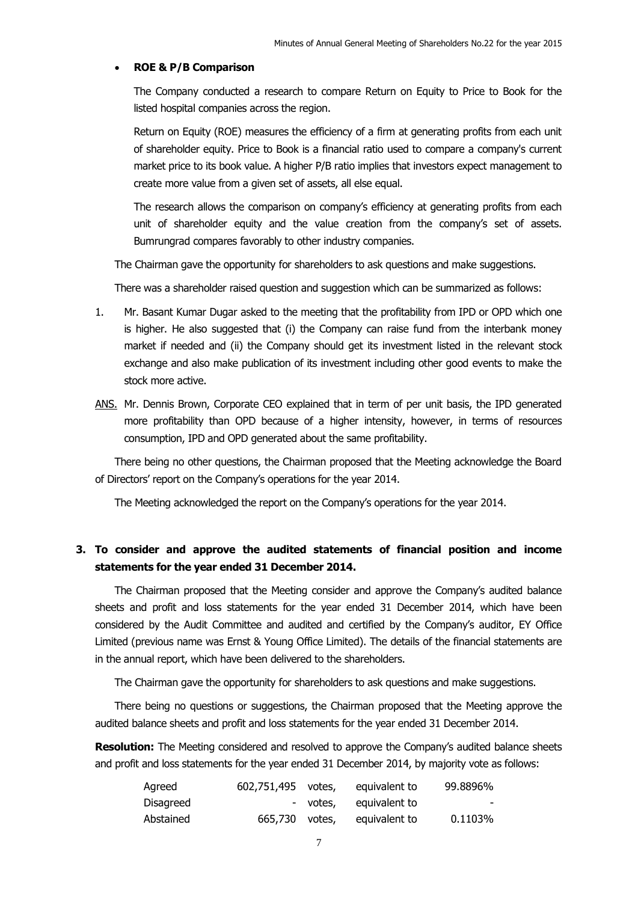- **ROE & P/B Comparison**

  The Company conducted a research to compare Return on Equity to Price to Book for the listed hospital companies across the region.

  Return on Equity (ROE) measures the efficiency of a firm at generating profits from each unit of shareholder equity. Price to Book is a financial ratio used to compare a company's current market price to its book value. A higher P/B ratio implies that investors expect management to create more value from a given set of assets, all else equal.

  The research allows the comparison on company's efficiency at generating profits from each unit of shareholder equity and the value creation from the company's set of assets. Bumrungrad compares favorably to other industry companies.

The Chairman gave the opportunity for shareholders to ask questions and make suggestions.

There was a shareholder raised question and suggestion which can be summarized as follows:

1. Mr. Basant Kumar Dugar asked to the meeting that the profitability from IPD or OPD which one is higher. He also suggested that (i) the Company can raise fund from the interbank money market if needed and (ii) the Company should get its investment listed in the relevant stock exchange and also make publication of its investment including other good events to make the stock more active.

ANS. Mr. Dennis Brown, Corporate CEO explained that in term of per unit basis, the IPD generated more profitability than OPD because of a higher intensity, however, in terms of resources consumption, IPD and OPD generated about the same profitability.

There being no other questions, the Chairman proposed that the Meeting acknowledge the Board of Directors' report on the Company's operations for the year 2014.

The Meeting acknowledged the report on the Company's operations for the year 2014.

## 3. To consider and approve the audited statements of financial position and income statements for the year ended 31 December 2014.

The Chairman proposed that the Meeting consider and approve the Company's audited balance sheets and profit and loss statements for the year ended 31 December 2014, which have been considered by the Audit Committee and audited and certified by the Company's auditor, EY Office Limited (previous name was Ernst & Young Office Limited). The details of the financial statements are in the annual report, which have been delivered to the shareholders.

The Chairman gave the opportunity for shareholders to ask questions and make suggestions.

There being no questions or suggestions, the Chairman proposed that the Meeting approve the audited balance sheets and profit and loss statements for the year ended 31 December 2014.

**Resolution:** The Meeting considered and resolved to approve the Company's audited balance sheets and profit and loss statements for the year ended 31 December 2014, by majority vote as follows:

| | | | | |
|---|---|---|---|---|
| Agreed | 602,751,495 | votes, | equivalent to | 99.8896% |
| Disagreed | - | votes, | equivalent to | - |
| Abstained | 665,730 | votes, | equivalent to | 0.1103% |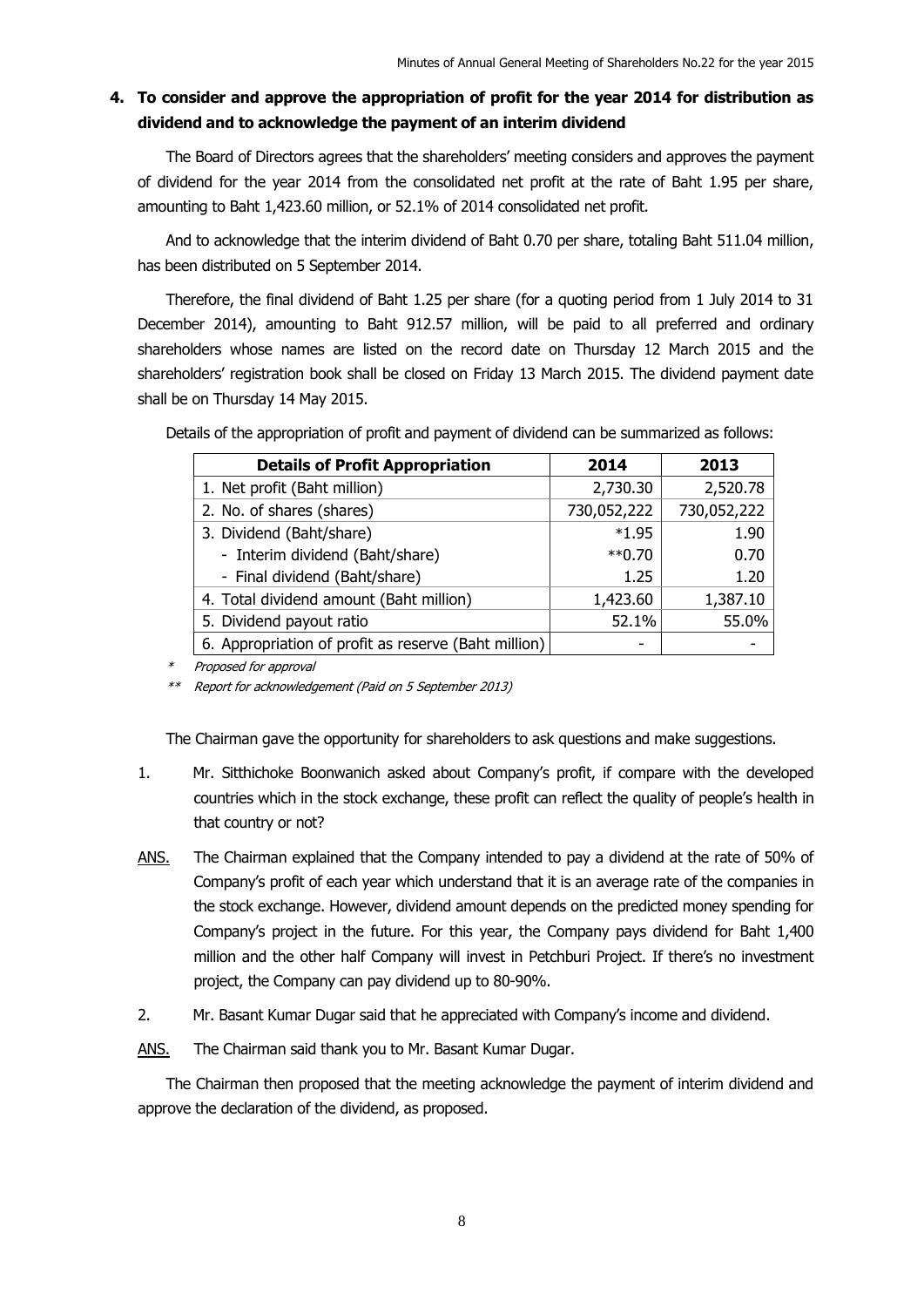## 4. To consider and approve the appropriation of profit for the year 2014 for distribution as dividend and to acknowledge the payment of an interim dividend

The Board of Directors agrees that the shareholders' meeting considers and approves the payment of dividend for the year 2014 from the consolidated net profit at the rate of Baht 1.95 per share, amounting to Baht 1,423.60 million, or 52.1% of 2014 consolidated net profit.

And to acknowledge that the interim dividend of Baht 0.70 per share, totaling Baht 511.04 million, has been distributed on 5 September 2014.

Therefore, the final dividend of Baht 1.25 per share (for a quoting period from 1 July 2014 to 31 December 2014), amounting to Baht 912.57 million, will be paid to all preferred and ordinary shareholders whose names are listed on the record date on Thursday 12 March 2015 and the shareholders' registration book shall be closed on Friday 13 March 2015. The dividend payment date shall be on Thursday 14 May 2015.

Details of the appropriation of profit and payment of dividend can be summarized as follows:

| Details of Profit Appropriation | 2014 | 2013 |
|---|---|---|
| 1. Net profit (Baht million) | 2,730.30 | 2,520.78 |
| 2. No. of shares (shares) | 730,052,222 | 730,052,222 |
| 3. Dividend (Baht/share) | *1.95 | 1.90 |
| - Interim dividend (Baht/share) | **0.70 | 0.70 |
| - Final dividend (Baht/share) | 1.25 | 1.20 |
| 4. Total dividend amount (Baht million) | 1,423.60 | 1,387.10 |
| 5. Dividend payout ratio | 52.1% | 55.0% |
| 6. Appropriation of profit as reserve (Baht million) | - | - |

\* *Proposed for approval*

\*\* *Report for acknowledgement (Paid on 5 September 2013)*

The Chairman gave the opportunity for shareholders to ask questions and make suggestions.

1. Mr. Sitthichoke Boonwanich asked about Company's profit, if compare with the developed countries which in the stock exchange, these profit can reflect the quality of people's health in that country or not?

<u>ANS.</u> The Chairman explained that the Company intended to pay a dividend at the rate of 50% of Company's profit of each year which understand that it is an average rate of the companies in the stock exchange. However, dividend amount depends on the predicted money spending for Company's project in the future. For this year, the Company pays dividend for Baht 1,400 million and the other half Company will invest in Petchburi Project. If there's no investment project, the Company can pay dividend up to 80-90%.

2. Mr. Basant Kumar Dugar said that he appreciated with Company's income and dividend.

<u>ANS.</u> The Chairman said thank you to Mr. Basant Kumar Dugar.

The Chairman then proposed that the meeting acknowledge the payment of interim dividend and approve the declaration of the dividend, as proposed.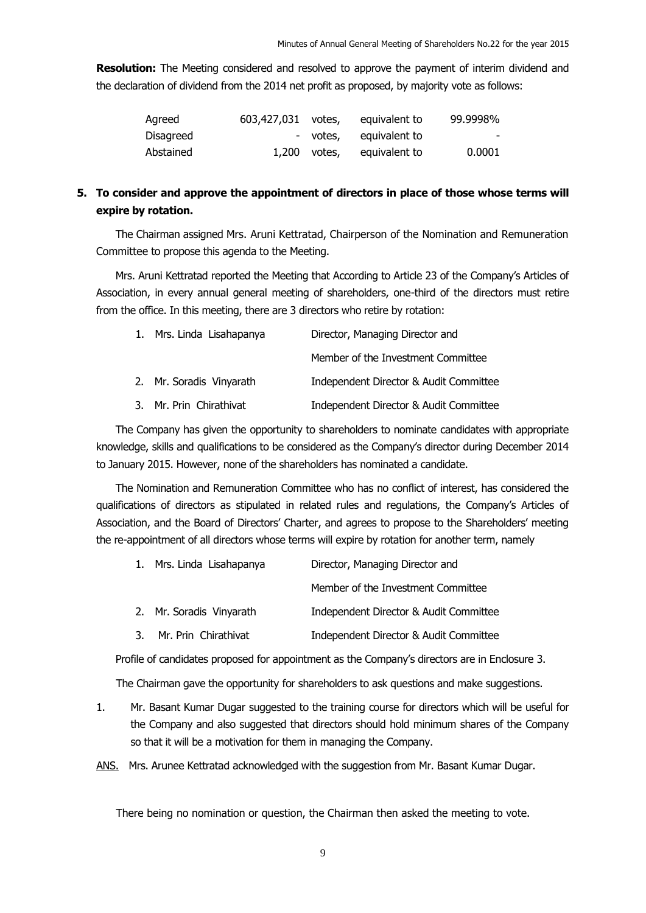**Resolution:** The Meeting considered and resolved to approve the payment of interim dividend and the declaration of dividend from the 2014 net profit as proposed, by majority vote as follows:

| | | | | |
|---|---|---|---|---|
| Agreed | 603,427,031 | votes, | equivalent to | 99.9998% |
| Disagreed | - | votes, | equivalent to | - |
| Abstained | 1,200 | votes, | equivalent to | 0.0001 |

**5. To consider and approve the appointment of directors in place of those whose terms will expire by rotation.**

The Chairman assigned Mrs. Aruni Kettratad, Chairperson of the Nomination and Remuneration Committee to propose this agenda to the Meeting.

Mrs. Aruni Kettratad reported the Meeting that According to Article 23 of the Company's Articles of Association, in every annual general meeting of shareholders, one-third of the directors must retire from the office. In this meeting, there are 3 directors who retire by rotation:

| | |
|---|---|
| 1. Mrs. Linda Lisahapanya | Director, Managing Director and Member of the Investment Committee |
| 2. Mr. Soradis Vinyarath | Independent Director & Audit Committee |
| 3. Mr. Prin Chirathivat | Independent Director & Audit Committee |

The Company has given the opportunity to shareholders to nominate candidates with appropriate knowledge, skills and qualifications to be considered as the Company's director during December 2014 to January 2015. However, none of the shareholders has nominated a candidate.

The Nomination and Remuneration Committee who has no conflict of interest, has considered the qualifications of directors as stipulated in related rules and regulations, the Company's Articles of Association, and the Board of Directors' Charter, and agrees to propose to the Shareholders' meeting the re-appointment of all directors whose terms will expire by rotation for another term, namely

| | |
|---|---|
| 1. Mrs. Linda Lisahapanya | Director, Managing Director and Member of the Investment Committee |
| 2. Mr. Soradis Vinyarath | Independent Director & Audit Committee |
| 3. Mr. Prin Chirathivat | Independent Director & Audit Committee |

Profile of candidates proposed for appointment as the Company's directors are in Enclosure 3.

The Chairman gave the opportunity for shareholders to ask questions and make suggestions.

1. Mr. Basant Kumar Dugar suggested to the training course for directors which will be useful for the Company and also suggested that directors should hold minimum shares of the Company so that it will be a motivation for them in managing the Company.

ANS. Mrs. Arunee Kettratad acknowledged with the suggestion from Mr. Basant Kumar Dugar.

There being no nomination or question, the Chairman then asked the meeting to vote.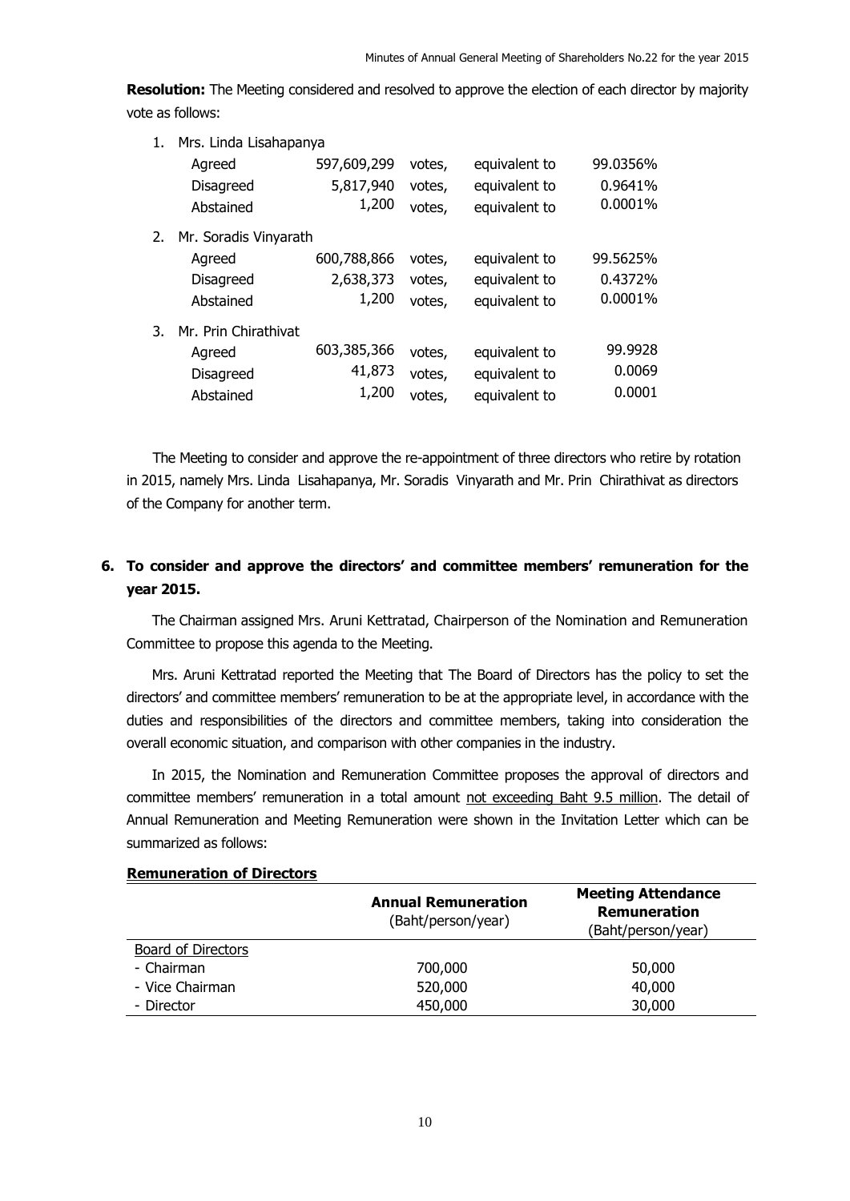**Resolution:** The Meeting considered and resolved to approve the election of each director by majority vote as follows:

1. Mrs. Linda Lisahapanya

| | | | | |
|---|---|---|---|---|
| Agreed | 597,609,299 | votes, | equivalent to | 99.0356% |
| Disagreed | 5,817,940 | votes, | equivalent to | 0.9641% |
| Abstained | 1,200 | votes, | equivalent to | 0.0001% |

2. Mr. Soradis Vinyarath

| | | | | |
|---|---|---|---|---|
| Agreed | 600,788,866 | votes, | equivalent to | 99.5625% |
| Disagreed | 2,638,373 | votes, | equivalent to | 0.4372% |
| Abstained | 1,200 | votes, | equivalent to | 0.0001% |

3. Mr. Prin Chirathivat

| | | | | |
|---|---|---|---|---|
| Agreed | 603,385,366 | votes, | equivalent to | 99.9928 |
| Disagreed | 41,873 | votes, | equivalent to | 0.0069 |
| Abstained | 1,200 | votes, | equivalent to | 0.0001 |

The Meeting to consider and approve the re-appointment of three directors who retire by rotation in 2015, namely Mrs. Linda Lisahapanya, Mr. Soradis Vinyarath and Mr. Prin Chirathivat as directors of the Company for another term.

**6. To consider and approve the directors' and committee members' remuneration for the year 2015.**

The Chairman assigned Mrs. Aruni Kettratad, Chairperson of the Nomination and Remuneration Committee to propose this agenda to the Meeting.

Mrs. Aruni Kettratad reported the Meeting that The Board of Directors has the policy to set the directors' and committee members' remuneration to be at the appropriate level, in accordance with the duties and responsibilities of the directors and committee members, taking into consideration the overall economic situation, and comparison with other companies in the industry.

In 2015, the Nomination and Remuneration Committee proposes the approval of directors and committee members' remuneration in a total amount not exceeding Baht 9.5 million. The detail of Annual Remuneration and Meeting Remuneration were shown in the Invitation Letter which can be summarized as follows:

**Remuneration of Directors**

| | **Annual Remuneration** (Baht/person/year) | **Meeting Attendance Remuneration** (Baht/person/year) |
|---|---|---|
| Board of Directors | | |
| - Chairman | 700,000 | 50,000 |
| - Vice Chairman | 520,000 | 40,000 |
| - Director | 450,000 | 30,000 |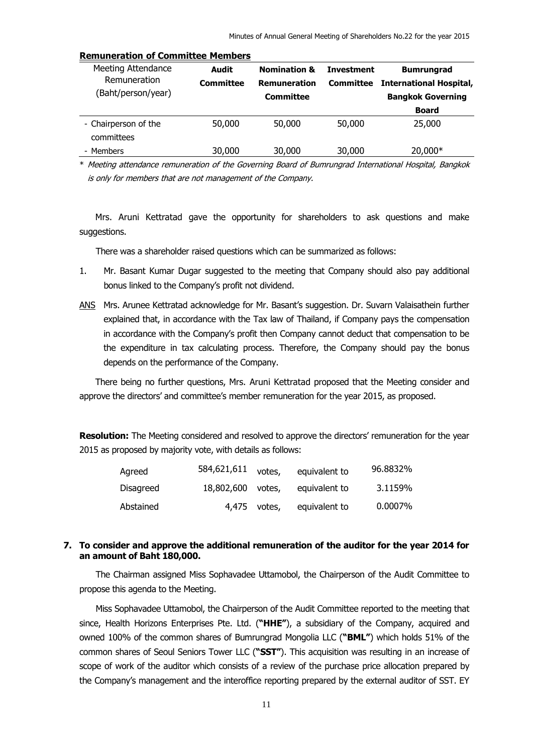**Remuneration of Committee Members**

| Meeting Attendance Remuneration (Baht/person/year) | **Audit Committee** | **Nomination & Remuneration Committee** | **Investment Committee** | **Bumrungrad International Hospital, Bangkok Governing Board** |
|---|---|---|---|---|
| - Chairperson of the committees | 50,000 | 50,000 | 50,000 | 25,000 |
| - Members | 30,000 | 30,000 | 30,000 | 20,000* |

*\* Meeting attendance remuneration of the Governing Board of Bumrungrad International Hospital, Bangkok is only for members that are not management of the Company.*

Mrs. Aruni Kettratad gave the opportunity for shareholders to ask questions and make suggestions.

There was a shareholder raised questions which can be summarized as follows:

1. Mr. Basant Kumar Dugar suggested to the meeting that Company should also pay additional bonus linked to the Company's profit not dividend.

<u>ANS</u> Mrs. Arunee Kettratad acknowledge for Mr. Basant's suggestion. Dr. Suvarn Valaisathein further explained that, in accordance with the Tax law of Thailand, if Company pays the compensation in accordance with the Company's profit then Company cannot deduct that compensation to be the expenditure in tax calculating process. Therefore, the Company should pay the bonus depends on the performance of the Company.

There being no further questions, Mrs. Aruni Kettratad proposed that the Meeting consider and approve the directors' and committee's member remuneration for the year 2015, as proposed.

**Resolution:** The Meeting considered and resolved to approve the directors' remuneration for the year 2015 as proposed by majority vote, with details as follows:

| | | | | |
|---|---|---|---|---|
| Agreed | 584,621,611 | votes, | equivalent to | 96.8832% |
| Disagreed | 18,802,600 | votes, | equivalent to | 3.1159% |
| Abstained | 4,475 | votes, | equivalent to | 0.0007% |

**7. To consider and approve the additional remuneration of the auditor for the year 2014 for an amount of Baht 180,000.**

The Chairman assigned Miss Sophavadee Uttamobol, the Chairperson of the Audit Committee to propose this agenda to the Meeting.

Miss Sophavadee Uttamobol, the Chairperson of the Audit Committee reported to the meeting that since, Health Horizons Enterprises Pte. Ltd. (**"HHE"**), a subsidiary of the Company, acquired and owned 100% of the common shares of Bumrungrad Mongolia LLC (**"BML"**) which holds 51% of the common shares of Seoul Seniors Tower LLC (**"SST"**). This acquisition was resulting in an increase of scope of work of the auditor which consists of a review of the purchase price allocation prepared by the Company's management and the interoffice reporting prepared by the external auditor of SST. EY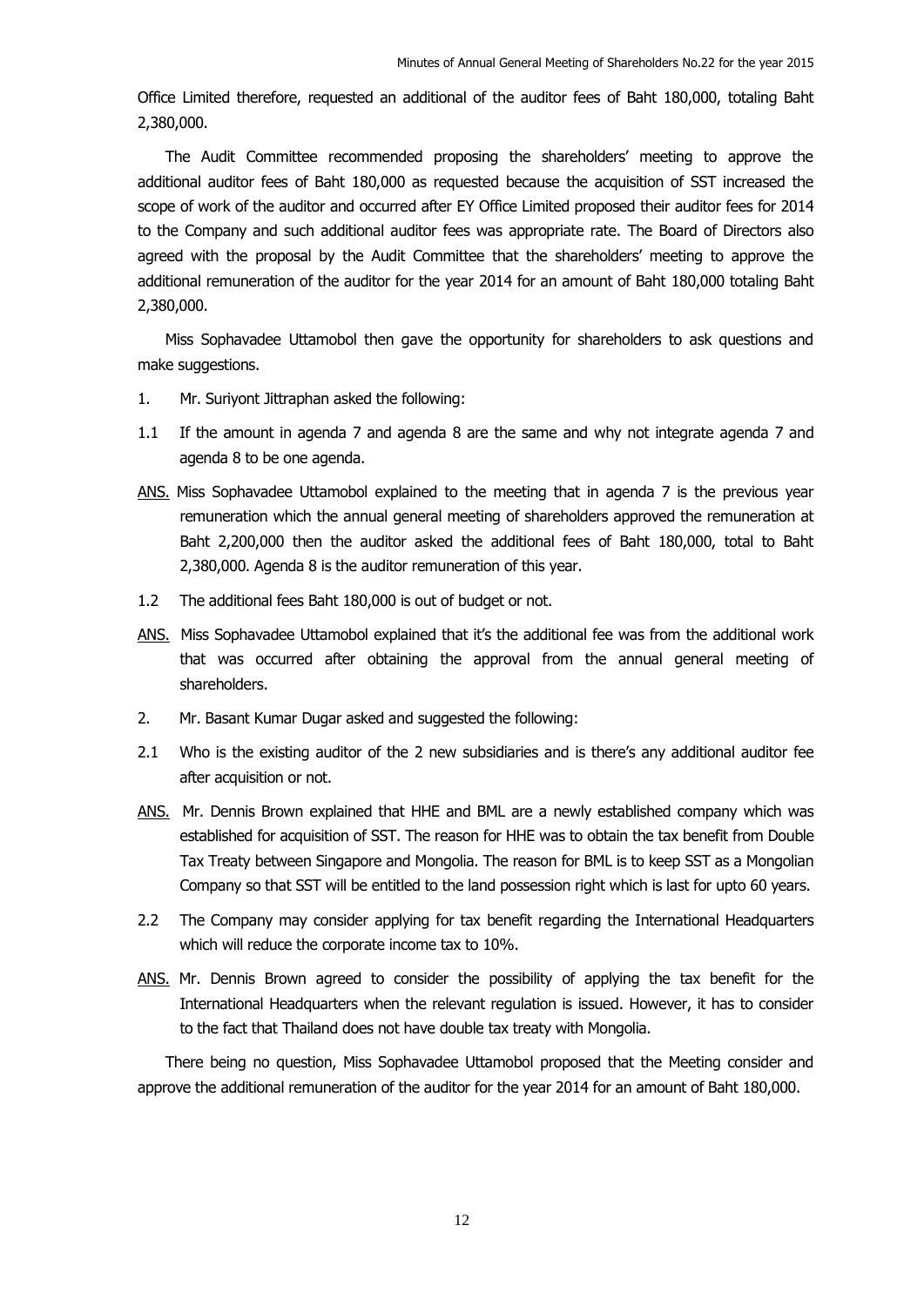Office Limited therefore, requested an additional of the auditor fees of Baht 180,000, totaling Baht 2,380,000.

The Audit Committee recommended proposing the shareholders' meeting to approve the additional auditor fees of Baht 180,000 as requested because the acquisition of SST increased the scope of work of the auditor and occurred after EY Office Limited proposed their auditor fees for 2014 to the Company and such additional auditor fees was appropriate rate. The Board of Directors also agreed with the proposal by the Audit Committee that the shareholders' meeting to approve the additional remuneration of the auditor for the year 2014 for an amount of Baht 180,000 totaling Baht 2,380,000.

Miss Sophavadee Uttamobol then gave the opportunity for shareholders to ask questions and make suggestions.

1. Mr. Suriyont Jittraphan asked the following:

1.1 If the amount in agenda 7 and agenda 8 are the same and why not integrate agenda 7 and agenda 8 to be one agenda.

<u>ANS.</u> Miss Sophavadee Uttamobol explained to the meeting that in agenda 7 is the previous year remuneration which the annual general meeting of shareholders approved the remuneration at Baht 2,200,000 then the auditor asked the additional fees of Baht 180,000, total to Baht 2,380,000. Agenda 8 is the auditor remuneration of this year.

1.2 The additional fees Baht 180,000 is out of budget or not.

<u>ANS.</u> Miss Sophavadee Uttamobol explained that it's the additional fee was from the additional work that was occurred after obtaining the approval from the annual general meeting of shareholders.

2. Mr. Basant Kumar Dugar asked and suggested the following:

2.1 Who is the existing auditor of the 2 new subsidiaries and is there's any additional auditor fee after acquisition or not.

<u>ANS.</u> Mr. Dennis Brown explained that HHE and BML are a newly established company which was established for acquisition of SST. The reason for HHE was to obtain the tax benefit from Double Tax Treaty between Singapore and Mongolia. The reason for BML is to keep SST as a Mongolian Company so that SST will be entitled to the land possession right which is last for upto 60 years.

2.2 The Company may consider applying for tax benefit regarding the International Headquarters which will reduce the corporate income tax to 10%.

<u>ANS.</u> Mr. Dennis Brown agreed to consider the possibility of applying the tax benefit for the International Headquarters when the relevant regulation is issued. However, it has to consider to the fact that Thailand does not have double tax treaty with Mongolia.

There being no question, Miss Sophavadee Uttamobol proposed that the Meeting consider and approve the additional remuneration of the auditor for the year 2014 for an amount of Baht 180,000.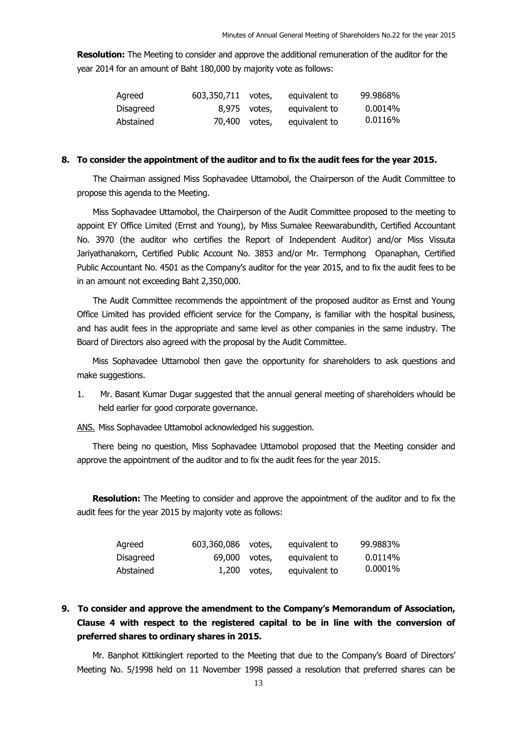**Resolution:** The Meeting to consider and approve the additional remuneration of the auditor for the year 2014 for an amount of Baht 180,000 by majority vote as follows:

| | | | | |
|---|---|---|---|---|
| Agreed | 603,350,711 | votes, | equivalent to | 99.9868% |
| Disagreed | 8,975 | votes, | equivalent to | 0.0014% |
| Abstained | 70,400 | votes, | equivalent to | 0.0116% |

**8. To consider the appointment of the auditor and to fix the audit fees for the year 2015.**

The Chairman assigned Miss Sophavadee Uttamobol, the Chairperson of the Audit Committee to propose this agenda to the Meeting.

Miss Sophavadee Uttamobol, the Chairperson of the Audit Committee proposed to the meeting to appoint EY Office Limited (Ernst and Young), by Miss Sumalee Reewarabundith, Certified Accountant No. 3970 (the auditor who certifies the Report of Independent Auditor) and/or Miss Vissuta Jariyathanakorn, Certified Public Account No. 3853 and/or Mr. Termphong Opanaphan, Certified Public Accountant No. 4501 as the Company's auditor for the year 2015, and to fix the audit fees to be in an amount not exceeding Baht 2,350,000.

The Audit Committee recommends the appointment of the proposed auditor as Ernst and Young Office Limited has provided efficient service for the Company, is familiar with the hospital business, and has audit fees in the appropriate and same level as other companies in the same industry. The Board of Directors also agreed with the proposal by the Audit Committee.

Miss Sophavadee Uttamobol then gave the opportunity for shareholders to ask questions and make suggestions.

1. Mr. Basant Kumar Dugar suggested that the annual general meeting of shareholders whould be held earlier for good corporate governance.

ANS. Miss Sophavadee Uttamobol acknowledged his suggestion.

There being no question, Miss Sophavadee Uttamobol proposed that the Meeting consider and approve the appointment of the auditor and to fix the audit fees for the year 2015.

**Resolution:** The Meeting to consider and approve the appointment of the auditor and to fix the audit fees for the year 2015 by majority vote as follows:

| | | | | |
|---|---|---|---|---|
| Agreed | 603,360,086 | votes, | equivalent to | 99.9883% |
| Disagreed | 69,000 | votes, | equivalent to | 0.0114% |
| Abstained | 1,200 | votes, | equivalent to | 0.0001% |

**9. To consider and approve the amendment to the Company's Memorandum of Association, Clause 4 with respect to the registered capital to be in line with the conversion of preferred shares to ordinary shares in 2015.**

Mr. Banphot Kittikinglert reported to the Meeting that due to the Company's Board of Directors' Meeting No. 5/1998 held on 11 November 1998 passed a resolution that preferred shares can be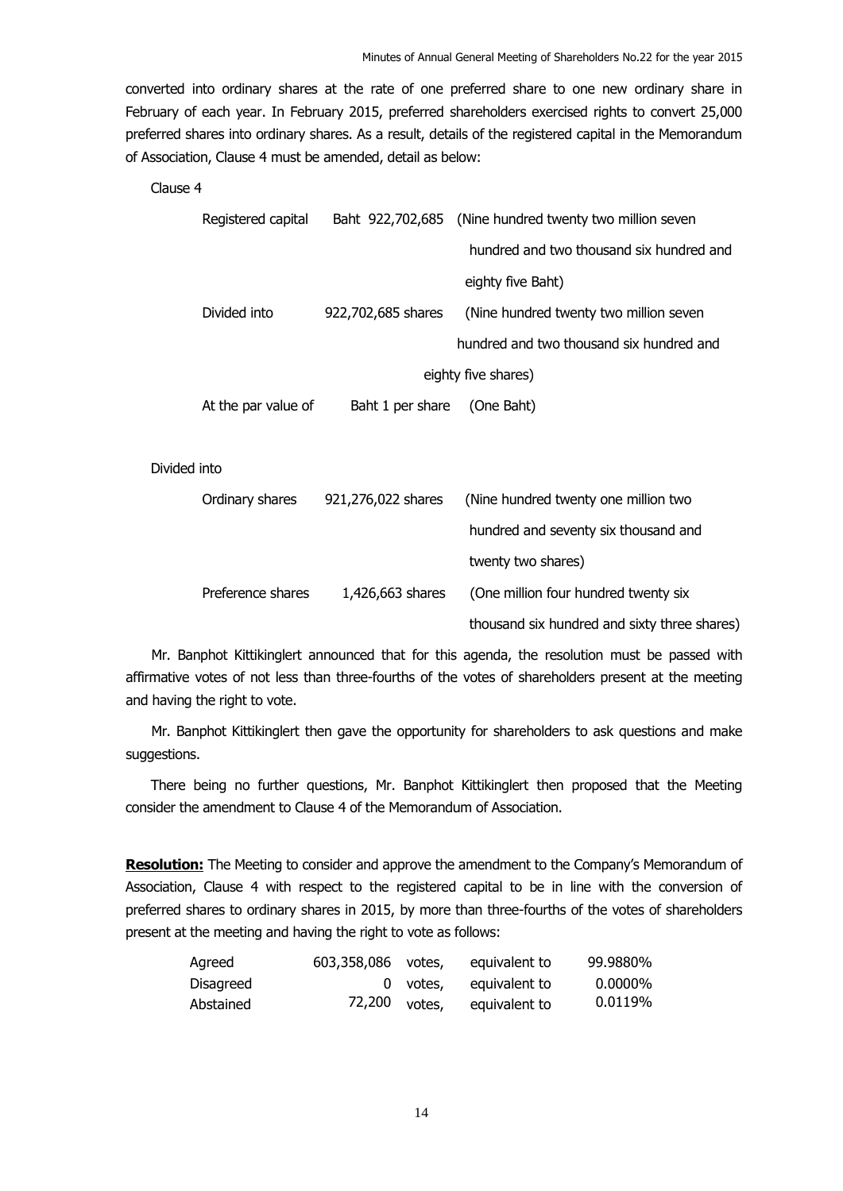converted into ordinary shares at the rate of one preferred share to one new ordinary share in February of each year. In February 2015, preferred shareholders exercised rights to convert 25,000 preferred shares into ordinary shares. As a result, details of the registered capital in the Memorandum of Association, Clause 4 must be amended, detail as below:

Clause 4

| | | |
|---|---|---|
| Registered capital | Baht 922,702,685 | (Nine hundred twenty two million seven hundred and two thousand six hundred and eighty five Baht) |
| Divided into | 922,702,685 shares | (Nine hundred twenty two million seven hundred and two thousand six hundred and eighty five shares) |
| At the par value of | Baht 1 per share | (One Baht) |

Divided into

| | | |
|---|---|---|
| Ordinary shares | 921,276,022 shares | (Nine hundred twenty one million two hundred and seventy six thousand and twenty two shares) |
| Preference shares | 1,426,663 shares | (One million four hundred twenty six thousand six hundred and sixty three shares) |

Mr. Banphot Kittikinglert announced that for this agenda, the resolution must be passed with affirmative votes of not less than three-fourths of the votes of shareholders present at the meeting and having the right to vote.

Mr. Banphot Kittikinglert then gave the opportunity for shareholders to ask questions and make suggestions.

There being no further questions, Mr. Banphot Kittikinglert then proposed that the Meeting consider the amendment to Clause 4 of the Memorandum of Association.

**Resolution:** The Meeting to consider and approve the amendment to the Company's Memorandum of Association, Clause 4 with respect to the registered capital to be in line with the conversion of preferred shares to ordinary shares in 2015, by more than three-fourths of the votes of shareholders present at the meeting and having the right to vote as follows:

| | | | | |
|---|---|---|---|---|
| Agreed | 603,358,086 | votes, | equivalent to | 99.9880% |
| Disagreed | 0 | votes, | equivalent to | 0.0000% |
| Abstained | 72,200 | votes, | equivalent to | 0.0119% |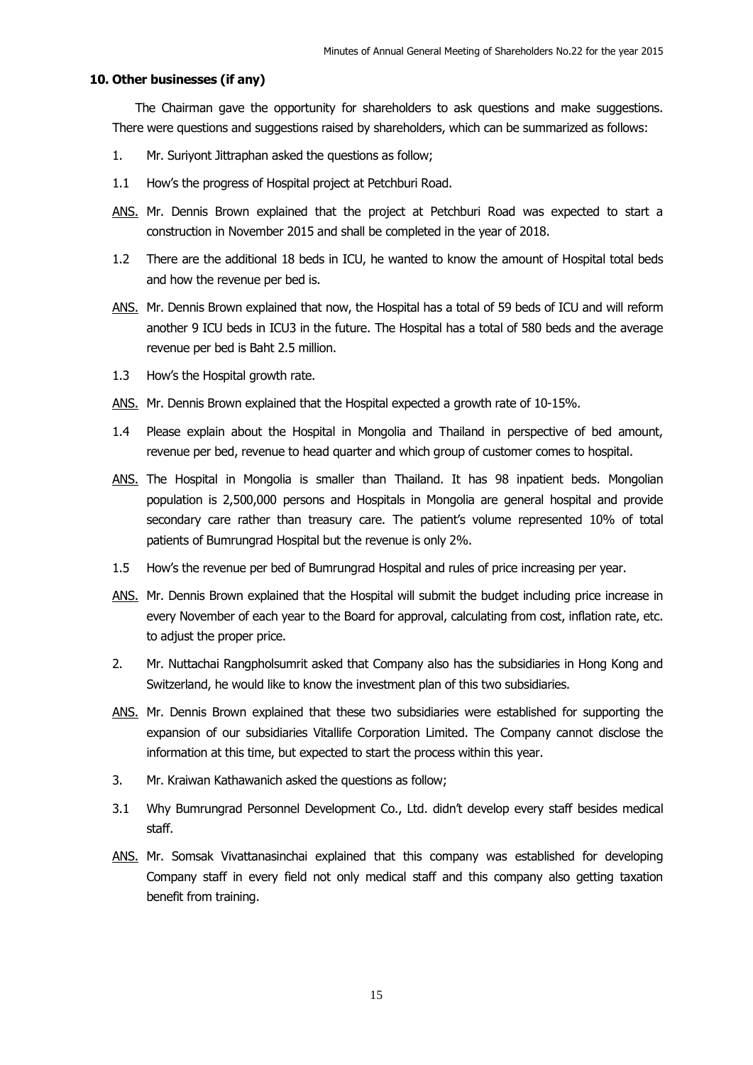**10. Other businesses (if any)**

The Chairman gave the opportunity for shareholders to ask questions and make suggestions. There were questions and suggestions raised by shareholders, which can be summarized as follows:

1. Mr. Suriyont Jittraphan asked the questions as follow;

1.1 How's the progress of Hospital project at Petchburi Road.

<u>ANS.</u> Mr. Dennis Brown explained that the project at Petchburi Road was expected to start a construction in November 2015 and shall be completed in the year of 2018.

1.2 There are the additional 18 beds in ICU, he wanted to know the amount of Hospital total beds and how the revenue per bed is.

<u>ANS.</u> Mr. Dennis Brown explained that now, the Hospital has a total of 59 beds of ICU and will reform another 9 ICU beds in ICU3 in the future. The Hospital has a total of 580 beds and the average revenue per bed is Baht 2.5 million.

1.3 How's the Hospital growth rate.

<u>ANS.</u> Mr. Dennis Brown explained that the Hospital expected a growth rate of 10-15%.

1.4 Please explain about the Hospital in Mongolia and Thailand in perspective of bed amount, revenue per bed, revenue to head quarter and which group of customer comes to hospital.

<u>ANS.</u> The Hospital in Mongolia is smaller than Thailand. It has 98 inpatient beds. Mongolian population is 2,500,000 persons and Hospitals in Mongolia are general hospital and provide secondary care rather than treasury care. The patient's volume represented 10% of total patients of Bumrungrad Hospital but the revenue is only 2%.

1.5 How's the revenue per bed of Bumrungrad Hospital and rules of price increasing per year.

<u>ANS.</u> Mr. Dennis Brown explained that the Hospital will submit the budget including price increase in every November of each year to the Board for approval, calculating from cost, inflation rate, etc. to adjust the proper price.

2. Mr. Nuttachai Rangpholsumrit asked that Company also has the subsidiaries in Hong Kong and Switzerland, he would like to know the investment plan of this two subsidiaries.

<u>ANS.</u> Mr. Dennis Brown explained that these two subsidiaries were established for supporting the expansion of our subsidiaries Vitallife Corporation Limited. The Company cannot disclose the information at this time, but expected to start the process within this year.

3. Mr. Kraiwan Kathawanich asked the questions as follow;

3.1 Why Bumrungrad Personnel Development Co., Ltd. didn't develop every staff besides medical staff.

<u>ANS.</u> Mr. Somsak Vivattanasinchai explained that this company was established for developing Company staff in every field not only medical staff and this company also getting taxation benefit from training.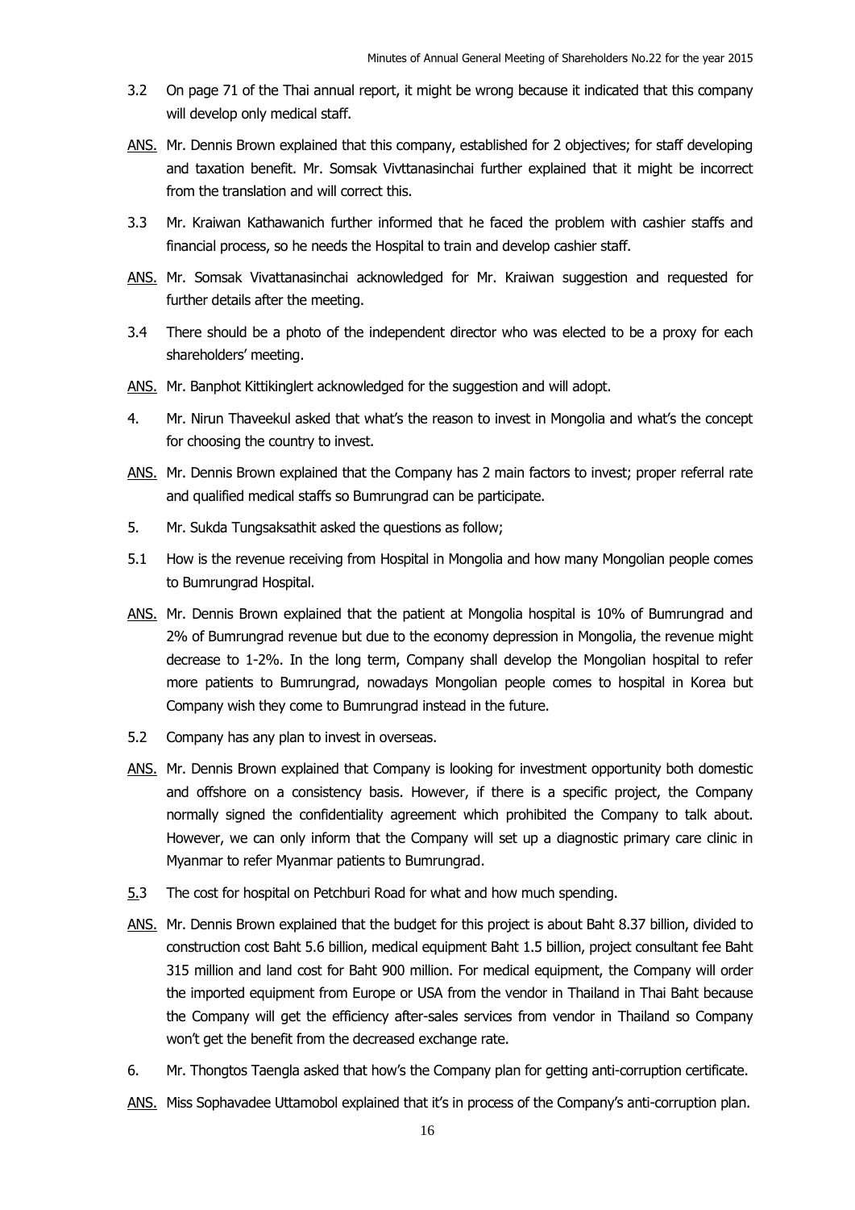3.2 On page 71 of the Thai annual report, it might be wrong because it indicated that this company will develop only medical staff.

ANS. Mr. Dennis Brown explained that this company, established for 2 objectives; for staff developing and taxation benefit. Mr. Somsak Vivttanasinchai further explained that it might be incorrect from the translation and will correct this.

3.3 Mr. Kraiwan Kathawanich further informed that he faced the problem with cashier staffs and financial process, so he needs the Hospital to train and develop cashier staff.

ANS. Mr. Somsak Vivattanasinchai acknowledged for Mr. Kraiwan suggestion and requested for further details after the meeting.

3.4 There should be a photo of the independent director who was elected to be a proxy for each shareholders' meeting.

ANS. Mr. Banphot Kittikinglert acknowledged for the suggestion and will adopt.

4. Mr. Nirun Thaveekul asked that what's the reason to invest in Mongolia and what's the concept for choosing the country to invest.

ANS. Mr. Dennis Brown explained that the Company has 2 main factors to invest; proper referral rate and qualified medical staffs so Bumrungrad can be participate.

5. Mr. Sukda Tungsaksathit asked the questions as follow;

5.1 How is the revenue receiving from Hospital in Mongolia and how many Mongolian people comes to Bumrungrad Hospital.

ANS. Mr. Dennis Brown explained that the patient at Mongolia hospital is 10% of Bumrungrad and 2% of Bumrungrad revenue but due to the economy depression in Mongolia, the revenue might decrease to 1-2%. In the long term, Company shall develop the Mongolian hospital to refer more patients to Bumrungrad, nowadays Mongolian people comes to hospital in Korea but Company wish they come to Bumrungrad instead in the future.

5.2 Company has any plan to invest in overseas.

ANS. Mr. Dennis Brown explained that Company is looking for investment opportunity both domestic and offshore on a consistency basis. However, if there is a specific project, the Company normally signed the confidentiality agreement which prohibited the Company to talk about. However, we can only inform that the Company will set up a diagnostic primary care clinic in Myanmar to refer Myanmar patients to Bumrungrad.

5.3 The cost for hospital on Petchburi Road for what and how much spending.

ANS. Mr. Dennis Brown explained that the budget for this project is about Baht 8.37 billion, divided to construction cost Baht 5.6 billion, medical equipment Baht 1.5 billion, project consultant fee Baht 315 million and land cost for Baht 900 million. For medical equipment, the Company will order the imported equipment from Europe or USA from the vendor in Thailand in Thai Baht because the Company will get the efficiency after-sales services from vendor in Thailand so Company won't get the benefit from the decreased exchange rate.

6. Mr. Thongtos Taengla asked that how's the Company plan for getting anti-corruption certificate.

ANS. Miss Sophavadee Uttamobol explained that it's in process of the Company's anti-corruption plan.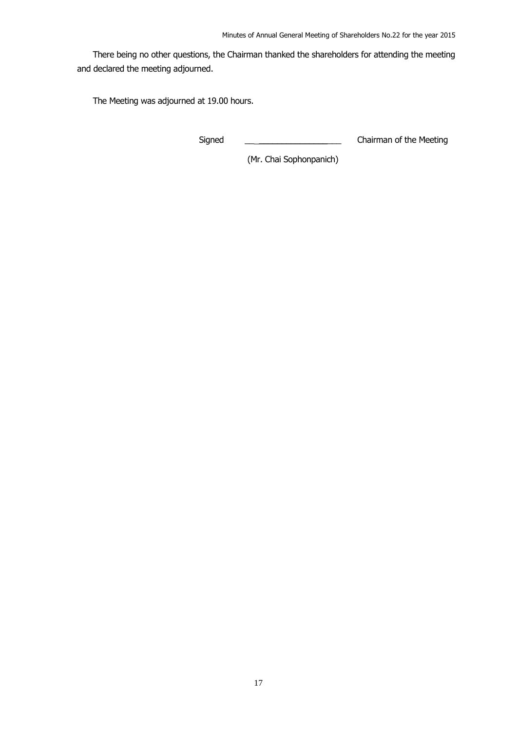There being no other questions, the Chairman thanked the shareholders for attending the meeting and declared the meeting adjourned.

The Meeting was adjourned at 19.00 hours.

Signed ____________________ Chairman of the Meeting

(Mr. Chai Sophonpanich)